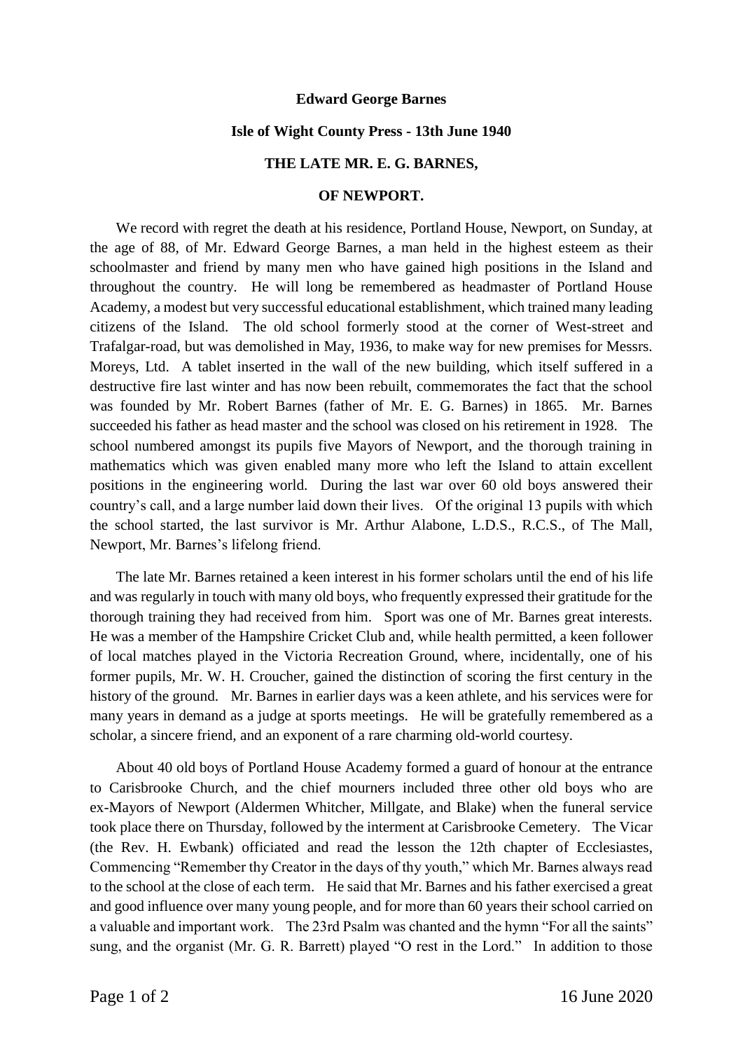**Edward George Barnes**

**Isle of Wight County Press - 13th June 1940**

**THE LATE MR. E. G. BARNES,**

**OF NEWPORT.**

We record with regret the death at his residence, Portland House, Newport, on Sunday, at the age of 88, of Mr. Edward George Barnes, a man held in the highest esteem as their schoolmaster and friend by many men who have gained high positions in the Island and throughout the country. He will long be remembered as headmaster of Portland House Academy, a modest but very successful educational establishment, which trained many leading citizens of the Island. The old school formerly stood at the corner of West-street and Trafalgar-road, but was demolished in May, 1936, to make way for new premises for Messrs. Moreys, Ltd. A tablet inserted in the wall of the new building, which itself suffered in a destructive fire last winter and has now been rebuilt, commemorates the fact that the school was founded by Mr. Robert Barnes (father of Mr. E. G. Barnes) in 1865. Mr. Barnes succeeded his father as head master and the school was closed on his retirement in 1928. The school numbered amongst its pupils five Mayors of Newport, and the thorough training in mathematics which was given enabled many more who left the Island to attain excellent positions in the engineering world. During the last war over 60 old boys answered their country's call, and a large number laid down their lives. Of the original 13 pupils with which the school started, the last survivor is Mr. Arthur Alabone, L.D.S., R.C.S., of The Mall, Newport, Mr. Barnes's lifelong friend.

The late Mr. Barnes retained a keen interest in his former scholars until the end of his life and was regularly in touch with many old boys, who frequently expressed their gratitude for the thorough training they had received from him. Sport was one of Mr. Barnes great interests. He was a member of the Hampshire Cricket Club and, while health permitted, a keen follower of local matches played in the Victoria Recreation Ground, where, incidentally, one of his former pupils, Mr. W. H. Croucher, gained the distinction of scoring the first century in the history of the ground. Mr. Barnes in earlier days was a keen athlete, and his services were for many years in demand as a judge at sports meetings. He will be gratefully remembered as a scholar, a sincere friend, and an exponent of a rare charming old-world courtesy.

About 40 old boys of Portland House Academy formed a guard of honour at the entrance to Carisbrooke Church, and the chief mourners included three other old boys who are ex-Mayors of Newport (Aldermen Whitcher, Millgate, and Blake) when the funeral service took place there on Thursday, followed by the interment at Carisbrooke Cemetery. The Vicar (the Rev. H. Ewbank) officiated and read the lesson the 12th chapter of Ecclesiastes, Commencing "Remember thy Creator in the days of thy youth," which Mr. Barnes always read to the school at the close of each term. He said that Mr. Barnes and his father exercised a great and good influence over many young people, and for more than 60 years their school carried on a valuable and important work. The 23rd Psalm was chanted and the hymn "For all the saints" sung, and the organist (Mr. G. R. Barrett) played "O rest in the Lord." In addition to those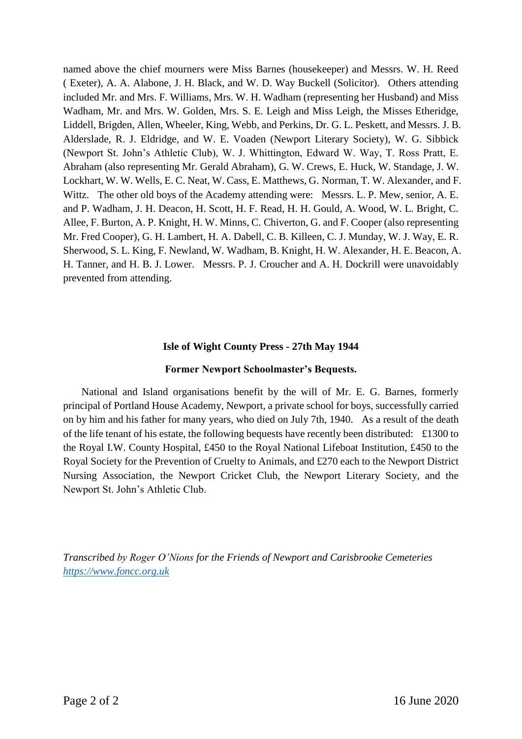named above the chief mourners were Miss Barnes (housekeeper) and Messrs. W. H. Reed ( Exeter), A. A. Alabone, J. H. Black, and W. D. Way Buckell (Solicitor). Others attending included Mr. and Mrs. F. Williams, Mrs. W. H. Wadham (representing her Husband) and Miss Wadham, Mr. and Mrs. W. Golden, Mrs. S. E. Leigh and Miss Leigh, the Misses Etheridge, Liddell, Brigden, Allen, Wheeler, King, Webb, and Perkins, Dr. G. L. Peskett, and Messrs. J. B. Alderslade, R. J. Eldridge, and W. E. Voaden (Newport Literary Society), W. G. Sibbick (Newport St. John's Athletic Club), W. J. Whittington, Edward W. Way, T. Ross Pratt, E. Abraham (also representing Mr. Gerald Abraham), G. W. Crews, E. Huck, W. Standage, J. W. Lockhart, W. W. Wells, E. C. Neat, W. Cass, E. Matthews, G. Norman, T. W. Alexander, and F. Wittz. The other old boys of the Academy attending were: Messrs. L. P. Mew, senior, A. E. and P. Wadham, J. H. Deacon, H. Scott, H. F. Read, H. H. Gould, A. Wood, W. L. Bright, C. Allee, F. Burton, A. P. Knight, H. W. Minns, C. Chiverton, G. and F. Cooper (also representing Mr. Fred Cooper), G. H. Lambert, H. A. Dabell, C. B. Killeen, C. J. Munday, W. J. Way, E. R. Sherwood, S. L. King, F. Newland, W. Wadham, B. Knight, H. W. Alexander, H. E. Beacon, A. H. Tanner, and H. B. J. Lower. Messrs. P. J. Croucher and A. H. Dockrill were unavoidably prevented from attending.

**Isle of Wight County Press - 27th May 1944**

**Former Newport Schoolmaster's Bequests.**

National and Island organisations benefit by the will of Mr. E. G. Barnes, formerly principal of Portland House Academy, Newport, a private school for boys, successfully carried on by him and his father for many years, who died on July 7th, 1940. As a result of the death of the life tenant of his estate, the following bequests have recently been distributed: £1300 to the Royal I.W. County Hospital, £450 to the Royal National Lifeboat Institution, £450 to the Royal Society for the Prevention of Cruelty to Animals, and £270 each to the Newport District Nursing Association, the Newport Cricket Club, the Newport Literary Society, and the Newport St. John's Athletic Club.

*Transcribed by Roger O'Nions for the Friends of Newport and Carisbrooke Cemeteries*
*[https://www.foncc.org.uk](https://www.foncc.org.uk)*

16 June 2020